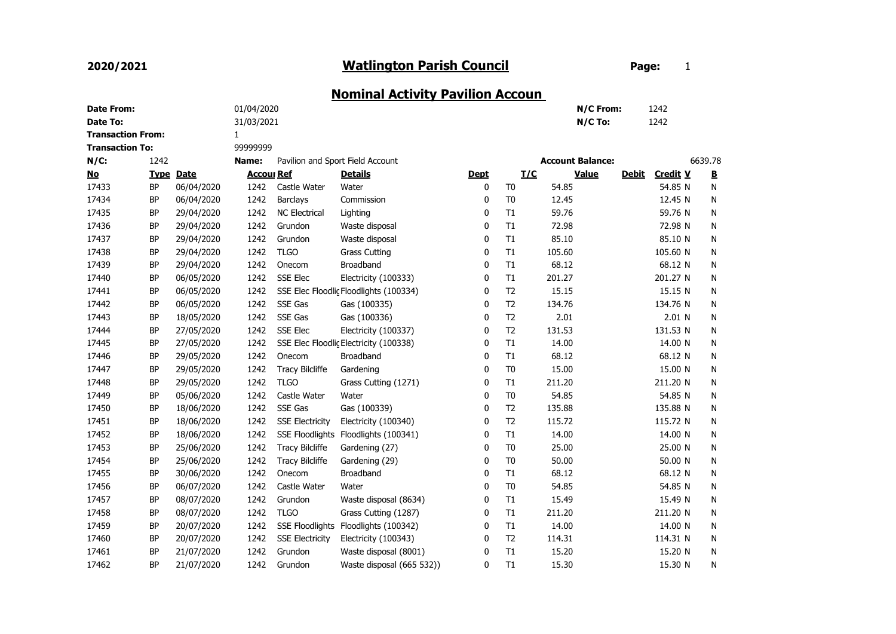**2020/2021**

# Watlington Parish Council

**Page:** 1

## Nominal Activity Pavilion Accoun

| | | | |
|---|---|---|---|
| **Date From:** | 01/04/2020 | **N/C From:** | 1242 |
| **Date To:** | 31/03/2021 | **N/C To:** | 1242 |
| **Transaction From:** | 1 | | |
| **Transaction To:** | 99999999 | | |

**N/C:** 1242 **Name:** Pavilion and Sport Field Account **Account Balance:** 6639.78

| No | Type | Date | Accoui | Ref | Details | Dept | T/C | Value | Debit | Credit | V | B |
|---|---|---|---|---|---|---|---|---|---|---|---|---|
| 17433 | BP | 06/04/2020 | 1242 | Castle Water | Water | 0 | T0 | 54.85 | | 54.85 | N | N |
| 17434 | BP | 06/04/2020 | 1242 | Barclays | Commission | 0 | T0 | 12.45 | | 12.45 | N | N |
| 17435 | BP | 29/04/2020 | 1242 | NC Electrical | Lighting | 0 | T1 | 59.76 | | 59.76 | N | N |
| 17436 | BP | 29/04/2020 | 1242 | Grundon | Waste disposal | 0 | T1 | 72.98 | | 72.98 | N | N |
| 17437 | BP | 29/04/2020 | 1242 | Grundon | Waste disposal | 0 | T1 | 85.10 | | 85.10 | N | N |
| 17438 | BP | 29/04/2020 | 1242 | TLGO | Grass Cutting | 0 | T1 | 105.60 | | 105.60 | N | N |
| 17439 | BP | 29/04/2020 | 1242 | Onecom | Broadband | 0 | T1 | 68.12 | | 68.12 | N | N |
| 17440 | BP | 06/05/2020 | 1242 | SSE Elec | Electricity (100333) | 0 | T1 | 201.27 | | 201.27 | N | N |
| 17441 | BP | 06/05/2020 | 1242 | SSE Elec Floodlig | Floodlights (100334) | 0 | T2 | 15.15 | | 15.15 | N | N |
| 17442 | BP | 06/05/2020 | 1242 | SSE Gas | Gas (100335) | 0 | T2 | 134.76 | | 134.76 | N | N |
| 17443 | BP | 18/05/2020 | 1242 | SSE Gas | Gas (100336) | 0 | T2 | 2.01 | | 2.01 | N | N |
| 17444 | BP | 27/05/2020 | 1242 | SSE Elec | Electricity (100337) | 0 | T2 | 131.53 | | 131.53 | N | N |
| 17445 | BP | 27/05/2020 | 1242 | SSE Elec Floodlig | Electricity (100338) | 0 | T1 | 14.00 | | 14.00 | N | N |
| 17446 | BP | 29/05/2020 | 1242 | Onecom | Broadband | 0 | T1 | 68.12 | | 68.12 | N | N |
| 17447 | BP | 29/05/2020 | 1242 | Tracy Bilcliffe | Gardening | 0 | T0 | 15.00 | | 15.00 | N | N |
| 17448 | BP | 29/05/2020 | 1242 | TLGO | Grass Cutting (1271) | 0 | T1 | 211.20 | | 211.20 | N | N |
| 17449 | BP | 05/06/2020 | 1242 | Castle Water | Water | 0 | T0 | 54.85 | | 54.85 | N | N |
| 17450 | BP | 18/06/2020 | 1242 | SSE Gas | Gas (100339) | 0 | T2 | 135.88 | | 135.88 | N | N |
| 17451 | BP | 18/06/2020 | 1242 | SSE Electricity | Electricity (100340) | 0 | T2 | 115.72 | | 115.72 | N | N |
| 17452 | BP | 18/06/2020 | 1242 | SSE Floodlights | Floodlights (100341) | 0 | T1 | 14.00 | | 14.00 | N | N |
| 17453 | BP | 25/06/2020 | 1242 | Tracy Bilcliffe | Gardening (27) | 0 | T0 | 25.00 | | 25.00 | N | N |
| 17454 | BP | 25/06/2020 | 1242 | Tracy Bilcliffe | Gardening (29) | 0 | T0 | 50.00 | | 50.00 | N | N |
| 17455 | BP | 30/06/2020 | 1242 | Onecom | Broadband | 0 | T1 | 68.12 | | 68.12 | N | N |
| 17456 | BP | 06/07/2020 | 1242 | Castle Water | Water | 0 | T0 | 54.85 | | 54.85 | N | N |
| 17457 | BP | 08/07/2020 | 1242 | Grundon | Waste disposal (8634) | 0 | T1 | 15.49 | | 15.49 | N | N |
| 17458 | BP | 08/07/2020 | 1242 | TLGO | Grass Cutting (1287) | 0 | T1 | 211.20 | | 211.20 | N | N |
| 17459 | BP | 20/07/2020 | 1242 | SSE Floodlights | Floodlights (100342) | 0 | T1 | 14.00 | | 14.00 | N | N |
| 17460 | BP | 20/07/2020 | 1242 | SSE Electricity | Electricity (100343) | 0 | T2 | 114.31 | | 114.31 | N | N |
| 17461 | BP | 21/07/2020 | 1242 | Grundon | Waste disposal (8001) | 0 | T1 | 15.20 | | 15.20 | N | N |
| 17462 | BP | 21/07/2020 | 1242 | Grundon | Waste disposal (665 532)) | 0 | T1 | 15.30 | | 15.30 | N | N |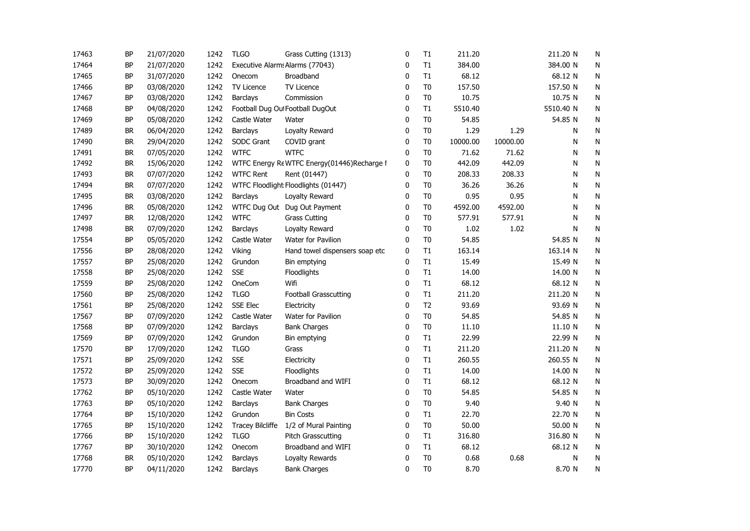| | | | | | | | | | | | |
|---|---|---|---|---|---|---|---|---|---|---|---|
| 17463 | BP | 21/07/2020 | 1242 | TLGO | Grass Cutting (1313) | 0 | T1 | 211.20 | | 211.20 N | N |
| 17464 | BP | 21/07/2020 | 1242 | Executive Alarms | Alarms (77043) | 0 | T1 | 384.00 | | 384.00 N | N |
| 17465 | BP | 31/07/2020 | 1242 | Onecom | Broadband | 0 | T1 | 68.12 | | 68.12 N | N |
| 17466 | BP | 03/08/2020 | 1242 | TV Licence | TV Licence | 0 | T0 | 157.50 | | 157.50 N | N |
| 17467 | BP | 03/08/2020 | 1242 | Barclays | Commission | 0 | T0 | 10.75 | | 10.75 N | N |
| 17468 | BP | 04/08/2020 | 1242 | Football Dug Out | Football DugOut | 0 | T1 | 5510.40 | | 5510.40 N | N |
| 17469 | BP | 05/08/2020 | 1242 | Castle Water | Water | 0 | T0 | 54.85 | | 54.85 N | N |
| 17489 | BR | 06/04/2020 | 1242 | Barclays | Loyalty Reward | 0 | T0 | 1.29 | 1.29 | N | N |
| 17490 | BR | 29/04/2020 | 1242 | SODC Grant | COVID grant | 0 | T0 | 10000.00 | 10000.00 | N | N |
| 17491 | BR | 07/05/2020 | 1242 | WTFC | WTFC | 0 | T0 | 71.62 | 71.62 | N | N |
| 17492 | BR | 15/06/2020 | 1242 | WTFC Energy Re | WTFC Energy(01446)Recharge f | 0 | T0 | 442.09 | 442.09 | N | N |
| 17493 | BR | 07/07/2020 | 1242 | WTFC Rent | Rent (01447) | 0 | T0 | 208.33 | 208.33 | N | N |
| 17494 | BR | 07/07/2020 | 1242 | WTFC Floodlight | Floodlights (01447) | 0 | T0 | 36.26 | 36.26 | N | N |
| 17495 | BR | 03/08/2020 | 1242 | Barclays | Loyalty Reward | 0 | T0 | 0.95 | 0.95 | N | N |
| 17496 | BR | 05/08/2020 | 1242 | WTFC Dug Out | Dug Out Payment | 0 | T0 | 4592.00 | 4592.00 | N | N |
| 17497 | BR | 12/08/2020 | 1242 | WTFC | Grass Cutting | 0 | T0 | 577.91 | 577.91 | N | N |
| 17498 | BR | 07/09/2020 | 1242 | Barclays | Loyalty Reward | 0 | T0 | 1.02 | 1.02 | N | N |
| 17554 | BP | 05/05/2020 | 1242 | Castle Water | Water for Pavilion | 0 | T0 | 54.85 | | 54.85 N | N |
| 17556 | BP | 28/08/2020 | 1242 | Viking | Hand towel dispensers soap etc | 0 | T1 | 163.14 | | 163.14 N | N |
| 17557 | BP | 25/08/2020 | 1242 | Grundon | Bin emptying | 0 | T1 | 15.49 | | 15.49 N | N |
| 17558 | BP | 25/08/2020 | 1242 | SSE | Floodlights | 0 | T1 | 14.00 | | 14.00 N | N |
| 17559 | BP | 25/08/2020 | 1242 | OneCom | Wifi | 0 | T1 | 68.12 | | 68.12 N | N |
| 17560 | BP | 25/08/2020 | 1242 | TLGO | Football Grasscutting | 0 | T1 | 211.20 | | 211.20 N | N |
| 17561 | BP | 25/08/2020 | 1242 | SSE Elec | Electricity | 0 | T2 | 93.69 | | 93.69 N | N |
| 17567 | BP | 07/09/2020 | 1242 | Castle Water | Water for Pavilion | 0 | T0 | 54.85 | | 54.85 N | N |
| 17568 | BP | 07/09/2020 | 1242 | Barclays | Bank Charges | 0 | T0 | 11.10 | | 11.10 N | N |
| 17569 | BP | 07/09/2020 | 1242 | Grundon | Bin emptying | 0 | T1 | 22.99 | | 22.99 N | N |
| 17570 | BP | 17/09/2020 | 1242 | TLGO | Grass | 0 | T1 | 211.20 | | 211.20 N | N |
| 17571 | BP | 25/09/2020 | 1242 | SSE | Electricity | 0 | T1 | 260.55 | | 260.55 N | N |
| 17572 | BP | 25/09/2020 | 1242 | SSE | Floodlights | 0 | T1 | 14.00 | | 14.00 N | N |
| 17573 | BP | 30/09/2020 | 1242 | Onecom | Broadband and WIFI | 0 | T1 | 68.12 | | 68.12 N | N |
| 17762 | BP | 05/10/2020 | 1242 | Castle Water | Water | 0 | T0 | 54.85 | | 54.85 N | N |
| 17763 | BP | 05/10/2020 | 1242 | Barclays | Bank Charges | 0 | T0 | 9.40 | | 9.40 N | N |
| 17764 | BP | 15/10/2020 | 1242 | Grundon | Bin Costs | 0 | T1 | 22.70 | | 22.70 N | N |
| 17765 | BP | 15/10/2020 | 1242 | Tracey Bilcliffe | 1/2 of Mural Painting | 0 | T0 | 50.00 | | 50.00 N | N |
| 17766 | BP | 15/10/2020 | 1242 | TLGO | Pitch Grasscutting | 0 | T1 | 316.80 | | 316.80 N | N |
| 17767 | BP | 30/10/2020 | 1242 | Onecom | Broadband and WIFI | 0 | T1 | 68.12 | | 68.12 N | N |
| 17768 | BR | 05/10/2020 | 1242 | Barclays | Loyalty Rewards | 0 | T0 | 0.68 | 0.68 | N | N |
| 17770 | BP | 04/11/2020 | 1242 | Barclays | Bank Charges | 0 | T0 | 8.70 | | 8.70 N | N |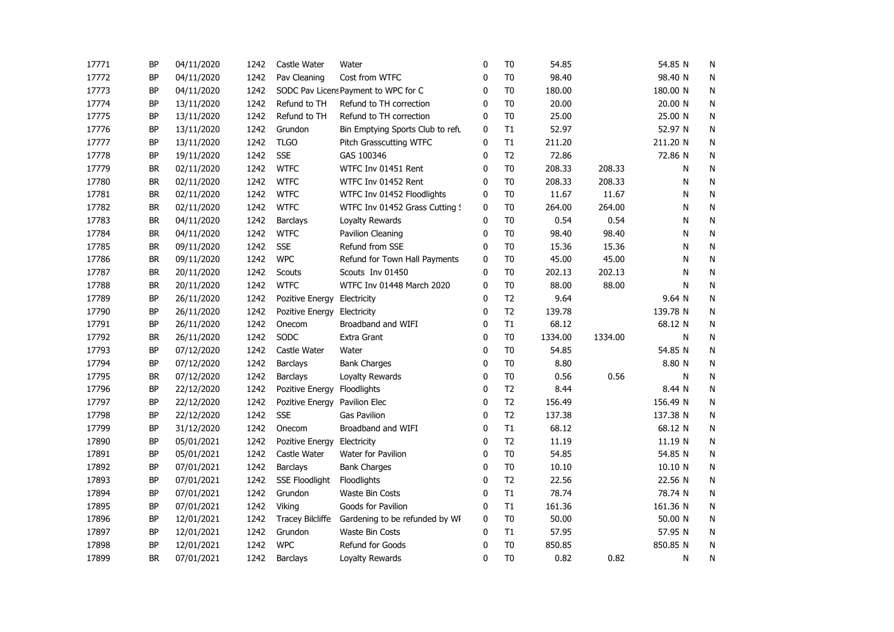| | | | | | | | | | | | |
|---|---|---|---|---|---|---|---|---|---|---|---|
| 17771 | BP | 04/11/2020 | 1242 | Castle Water | Water | 0 | T0 | 54.85 | | 54.85 N | N |
| 17772 | BP | 04/11/2020 | 1242 | Pav Cleaning | Cost from WTFC | 0 | T0 | 98.40 | | 98.40 N | N |
| 17773 | BP | 04/11/2020 | 1242 | SODC Pav Licens | Payment to WPC for C | 0 | T0 | 180.00 | | 180.00 N | N |
| 17774 | BP | 13/11/2020 | 1242 | Refund to TH | Refund to TH correction | 0 | T0 | 20.00 | | 20.00 N | N |
| 17775 | BP | 13/11/2020 | 1242 | Refund to TH | Refund to TH correction | 0 | T0 | 25.00 | | 25.00 N | N |
| 17776 | BP | 13/11/2020 | 1242 | Grundon | Bin Emptying Sports Club to refu | 0 | T1 | 52.97 | | 52.97 N | N |
| 17777 | BP | 13/11/2020 | 1242 | TLGO | Pitch Grasscutting WTFC | 0 | T1 | 211.20 | | 211.20 N | N |
| 17778 | BP | 19/11/2020 | 1242 | SSE | GAS 100346 | 0 | T2 | 72.86 | | 72.86 N | N |
| 17779 | BR | 02/11/2020 | 1242 | WTFC | WTFC Inv 01451 Rent | 0 | T0 | 208.33 | 208.33 | N | N |
| 17780 | BR | 02/11/2020 | 1242 | WTFC | WTFC Inv 01452 Rent | 0 | T0 | 208.33 | 208.33 | N | N |
| 17781 | BR | 02/11/2020 | 1242 | WTFC | WTFC Inv 01452 Floodlights | 0 | T0 | 11.67 | 11.67 | N | N |
| 17782 | BR | 02/11/2020 | 1242 | WTFC | WTFC Inv 01452 Grass Cutting S | 0 | T0 | 264.00 | 264.00 | N | N |
| 17783 | BR | 04/11/2020 | 1242 | Barclays | Loyalty Rewards | 0 | T0 | 0.54 | 0.54 | N | N |
| 17784 | BR | 04/11/2020 | 1242 | WTFC | Pavilion Cleaning | 0 | T0 | 98.40 | 98.40 | N | N |
| 17785 | BR | 09/11/2020 | 1242 | SSE | Refund from SSE | 0 | T0 | 15.36 | 15.36 | N | N |
| 17786 | BR | 09/11/2020 | 1242 | WPC | Refund for Town Hall Payments | 0 | T0 | 45.00 | 45.00 | N | N |
| 17787 | BR | 20/11/2020 | 1242 | Scouts | Scouts Inv 01450 | 0 | T0 | 202.13 | 202.13 | N | N |
| 17788 | BR | 20/11/2020 | 1242 | WTFC | WTFC Inv 01448 March 2020 | 0 | T0 | 88.00 | 88.00 | N | N |
| 17789 | BP | 26/11/2020 | 1242 | Pozitive Energy | Electricity | 0 | T2 | 9.64 | | 9.64 N | N |
| 17790 | BP | 26/11/2020 | 1242 | Pozitive Energy | Electricity | 0 | T2 | 139.78 | | 139.78 N | N |
| 17791 | BP | 26/11/2020 | 1242 | Onecom | Broadband and WIFI | 0 | T1 | 68.12 | | 68.12 N | N |
| 17792 | BR | 26/11/2020 | 1242 | SODC | Extra Grant | 0 | T0 | 1334.00 | 1334.00 | N | N |
| 17793 | BP | 07/12/2020 | 1242 | Castle Water | Water | 0 | T0 | 54.85 | | 54.85 N | N |
| 17794 | BP | 07/12/2020 | 1242 | Barclays | Bank Charges | 0 | T0 | 8.80 | | 8.80 N | N |
| 17795 | BR | 07/12/2020 | 1242 | Barclays | Loyalty Rewards | 0 | T0 | 0.56 | 0.56 | N | N |
| 17796 | BP | 22/12/2020 | 1242 | Pozitive Energy | Floodlights | 0 | T2 | 8.44 | | 8.44 N | N |
| 17797 | BP | 22/12/2020 | 1242 | Pozitive Energy | Pavilion Elec | 0 | T2 | 156.49 | | 156.49 N | N |
| 17798 | BP | 22/12/2020 | 1242 | SSE | Gas Pavilion | 0 | T2 | 137.38 | | 137.38 N | N |
| 17799 | BP | 31/12/2020 | 1242 | Onecom | Broadband and WIFI | 0 | T1 | 68.12 | | 68.12 N | N |
| 17890 | BP | 05/01/2021 | 1242 | Pozitive Energy | Electricity | 0 | T2 | 11.19 | | 11.19 N | N |
| 17891 | BP | 05/01/2021 | 1242 | Castle Water | Water for Pavilion | 0 | T0 | 54.85 | | 54.85 N | N |
| 17892 | BP | 07/01/2021 | 1242 | Barclays | Bank Charges | 0 | T0 | 10.10 | | 10.10 N | N |
| 17893 | BP | 07/01/2021 | 1242 | SSE Floodlight | Floodlights | 0 | T2 | 22.56 | | 22.56 N | N |
| 17894 | BP | 07/01/2021 | 1242 | Grundon | Waste Bin Costs | 0 | T1 | 78.74 | | 78.74 N | N |
| 17895 | BP | 07/01/2021 | 1242 | Viking | Goods for Pavilion | 0 | T1 | 161.36 | | 161.36 N | N |
| 17896 | BP | 12/01/2021 | 1242 | Tracey Bilcliffe | Gardening to be refunded by WI | 0 | T0 | 50.00 | | 50.00 N | N |
| 17897 | BP | 12/01/2021 | 1242 | Grundon | Waste Bin Costs | 0 | T1 | 57.95 | | 57.95 N | N |
| 17898 | BP | 12/01/2021 | 1242 | WPC | Refund for Goods | 0 | T0 | 850.85 | | 850.85 N | N |
| 17899 | BR | 07/01/2021 | 1242 | Barclays | Loyalty Rewards | 0 | T0 | 0.82 | 0.82 | N | N |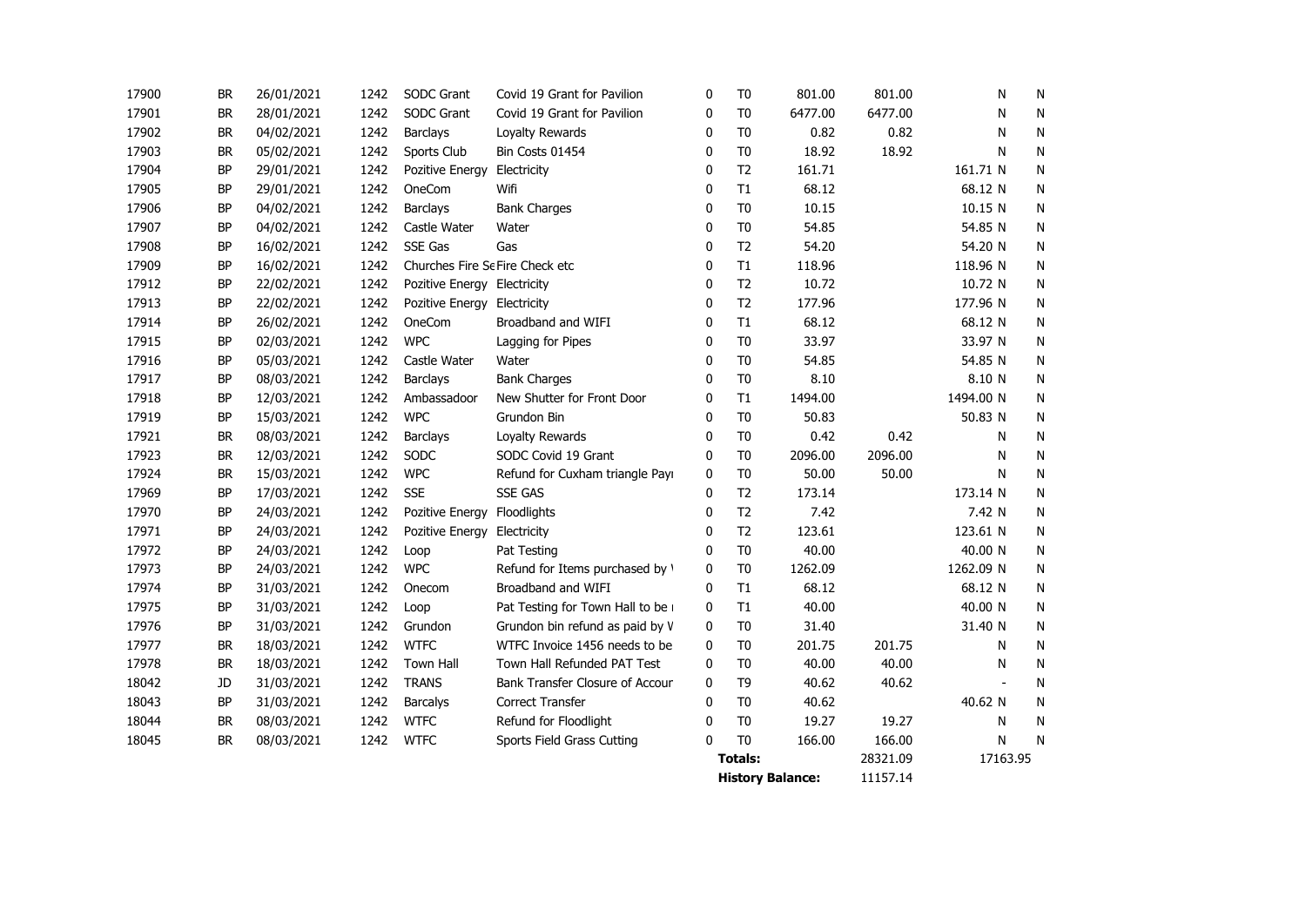| | | | | | | | | | | | | |
|---|---|---|---|---|---|---|---|---|---|---|---|---|
| 17900 | BR | 26/01/2021 | 1242 | SODC Grant | Covid 19 Grant for Pavilion | 0 | T0 | 801.00 | 801.00 | N | | N |
| 17901 | BR | 28/01/2021 | 1242 | SODC Grant | Covid 19 Grant for Pavilion | 0 | T0 | 6477.00 | 6477.00 | N | | N |
| 17902 | BR | 04/02/2021 | 1242 | Barclays | Loyalty Rewards | 0 | T0 | 0.82 | 0.82 | N | | N |
| 17903 | BR | 05/02/2021 | 1242 | Sports Club | Bin Costs 01454 | 0 | T0 | 18.92 | 18.92 | N | | N |
| 17904 | BP | 29/01/2021 | 1242 | Pozitive Energy | Electricity | 0 | T2 | 161.71 | | 161.71 | N | N |
| 17905 | BP | 29/01/2021 | 1242 | OneCom | Wifi | 0 | T1 | 68.12 | | 68.12 | N | N |
| 17906 | BP | 04/02/2021 | 1242 | Barclays | Bank Charges | 0 | T0 | 10.15 | | 10.15 | N | N |
| 17907 | BP | 04/02/2021 | 1242 | Castle Water | Water | 0 | T0 | 54.85 | | 54.85 | N | N |
| 17908 | BP | 16/02/2021 | 1242 | SSE Gas | Gas | 0 | T2 | 54.20 | | 54.20 | N | N |
| 17909 | BP | 16/02/2021 | 1242 | Churches Fire Se | Fire Check etc | 0 | T1 | 118.96 | | 118.96 | N | N |
| 17912 | BP | 22/02/2021 | 1242 | Pozitive Energy | Electricity | 0 | T2 | 10.72 | | 10.72 | N | N |
| 17913 | BP | 22/02/2021 | 1242 | Pozitive Energy | Electricity | 0 | T2 | 177.96 | | 177.96 | N | N |
| 17914 | BP | 26/02/2021 | 1242 | OneCom | Broadband and WIFI | 0 | T1 | 68.12 | | 68.12 | N | N |
| 17915 | BP | 02/03/2021 | 1242 | WPC | Lagging for Pipes | 0 | T0 | 33.97 | | 33.97 | N | N |
| 17916 | BP | 05/03/2021 | 1242 | Castle Water | Water | 0 | T0 | 54.85 | | 54.85 | N | N |
| 17917 | BP | 08/03/2021 | 1242 | Barclays | Bank Charges | 0 | T0 | 8.10 | | 8.10 | N | N |
| 17918 | BP | 12/03/2021 | 1242 | Ambassadoor | New Shutter for Front Door | 0 | T1 | 1494.00 | | 1494.00 | N | N |
| 17919 | BP | 15/03/2021 | 1242 | WPC | Grundon Bin | 0 | T0 | 50.83 | | 50.83 | N | N |
| 17921 | BR | 08/03/2021 | 1242 | Barclays | Loyalty Rewards | 0 | T0 | 0.42 | 0.42 | N | | N |
| 17923 | BR | 12/03/2021 | 1242 | SODC | SODC Covid 19 Grant | 0 | T0 | 2096.00 | 2096.00 | N | | N |
| 17924 | BR | 15/03/2021 | 1242 | WPC | Refund for Cuxham triangle Payı | 0 | T0 | 50.00 | 50.00 | N | | N |
| 17969 | BP | 17/03/2021 | 1242 | SSE | SSE GAS | 0 | T2 | 173.14 | | 173.14 | N | N |
| 17970 | BP | 24/03/2021 | 1242 | Pozitive Energy | Floodlights | 0 | T2 | 7.42 | | 7.42 | N | N |
| 17971 | BP | 24/03/2021 | 1242 | Pozitive Energy | Electricity | 0 | T2 | 123.61 | | 123.61 | N | N |
| 17972 | BP | 24/03/2021 | 1242 | Loop | Pat Testing | 0 | T0 | 40.00 | | 40.00 | N | N |
| 17973 | BP | 24/03/2021 | 1242 | WPC | Refund for Items purchased by \ | 0 | T0 | 1262.09 | | 1262.09 | N | N |
| 17974 | BP | 31/03/2021 | 1242 | Onecom | Broadband and WIFI | 0 | T1 | 68.12 | | 68.12 | N | N |
| 17975 | BP | 31/03/2021 | 1242 | Loop | Pat Testing for Town Hall to be ı | 0 | T1 | 40.00 | | 40.00 | N | N |
| 17976 | BP | 31/03/2021 | 1242 | Grundon | Grundon bin refund as paid by V | 0 | T0 | 31.40 | | 31.40 | N | N |
| 17977 | BR | 18/03/2021 | 1242 | WTFC | WTFC Invoice 1456 needs to be | 0 | T0 | 201.75 | 201.75 | N | | N |
| 17978 | BR | 18/03/2021 | 1242 | Town Hall | Town Hall Refunded PAT Test | 0 | T0 | 40.00 | 40.00 | N | | N |
| 18042 | JD | 31/03/2021 | 1242 | TRANS | Bank Transfer Closure of Accour | 0 | T9 | 40.62 | 40.62 | - | | N |
| 18043 | BP | 31/03/2021 | 1242 | Barcalys | Correct Transfer | 0 | T0 | 40.62 | | 40.62 | N | N |
| 18044 | BR | 08/03/2021 | 1242 | WTFC | Refund for Floodlight | 0 | T0 | 19.27 | 19.27 | N | | N |
| 18045 | BR | 08/03/2021 | 1242 | WTFC | Sports Field Grass Cutting | 0 | T0 | 166.00 | 166.00 | N | | N |
| | | | | | | | **Totals:** | | 28321.09 | 17163.95 | | |
| | | | | | | | **History Balance:** | | 11157.14 | | | |